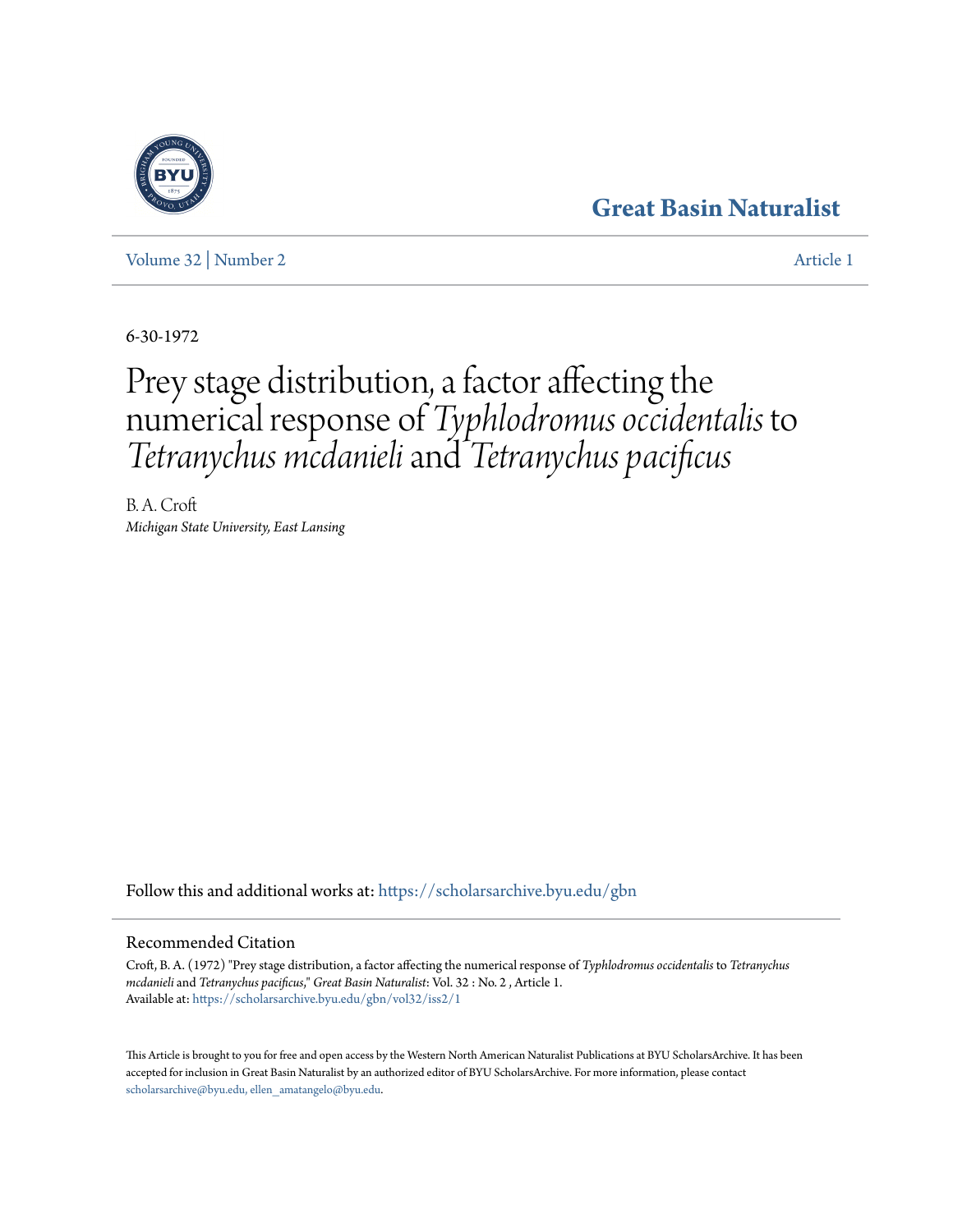Great Basin Naturalist

Volume 32 | Number 2 — Article 1

6-30-1972

# Prey stage distribution, a factor affecting the numerical response of *Typhlodromus occidentalis* to *Tetranychus mcdanieli* and *Tetranychus pacificus*

B. A. Croft
*Michigan State University, East Lansing*

Follow this and additional works at: https://scholarsarchive.byu.edu/gbn

## Recommended Citation

Croft, B. A. (1972) "Prey stage distribution, a factor affecting the numerical response of *Typhlodromus occidentalis* to *Tetranychus mcdanieli* and *Tetranychus pacificus*," *Great Basin Naturalist*: Vol. 32 : No. 2 , Article 1.
Available at: https://scholarsarchive.byu.edu/gbn/vol32/iss2/1

This Article is brought to you for free and open access by the Western North American Naturalist Publications at BYU ScholarsArchive. It has been accepted for inclusion in Great Basin Naturalist by an authorized editor of BYU ScholarsArchive. For more information, please contact scholarsarchive@byu.edu, ellen_amatangelo@byu.edu.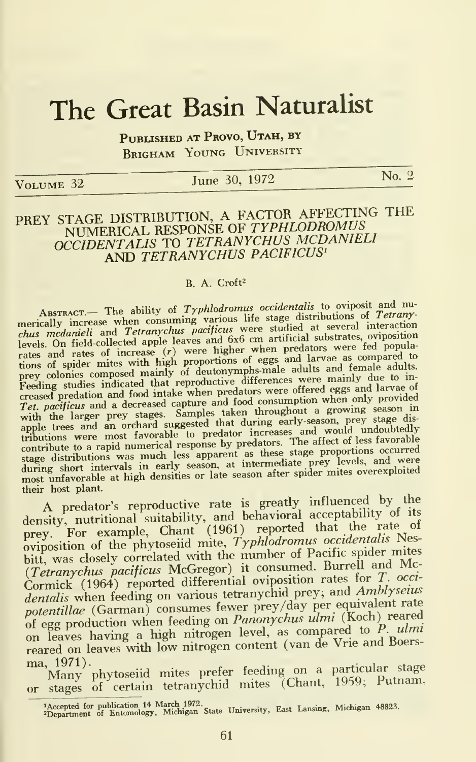# The Great Basin Naturalist

**Published at Provo, Utah, by Brigham Young University**

Volume 32 — June 30, 1972 — No. 2

## PREY STAGE DISTRIBUTION, A FACTOR AFFECTING THE NUMERICAL RESPONSE OF *TYPHLODROMUS OCCIDENTALIS* TO *TETRANYCHUS MCDANIELI* AND *TETRANYCHUS PACIFICUS*[1]

B. A. Croft[2]

Abstract.— The ability of *Typhlodromus occidentalis* to oviposit and numerically increase when consuming various life stage distributions of *Tetranychus mcdanieli* and *Tetranychus pacificus* were studied at several interaction levels. On field-collected apple leaves and 6x6 cm artificial substrates, oviposition rates and rates of increase ($r$) were higher when predators were fed populations of spider mites with high proportions of eggs and larvae as compared to prey colonies composed mainly of deutonymphs-male adults and female adults. Feeding studies indicated that reproductive differences were mainly due to increased predation and food intake when predators were offered eggs and larvae of *Tet. pacificus* and a decreased capture and food consumption when only provided with the larger prey stages. Samples taken throughout a growing season in apple trees and an orchard suggested that during early-season, prey stage distributions were most favorable to predator increases and would undoubtedly contribute to a rapid numerical response by predators. The affect of less favorable stage distributions was much less apparent as these stage proportions occurred during short intervals in early season, at intermediate prey levels, and were most unfavorable at high densities or late season after spider mites overexploited their host plant.

A predator's reproductive rate is greatly influenced by the density, nutritional suitability, and behavioral acceptability of its prey. For example, Chant (1961) reported that the rate of oviposition of the phytoseiid mite, *Typhlodromus occidentalis* Nesbitt, was closely correlated with the number of Pacific spider mites (*Tetranychus pacificus* McGregor) it consumed. Burrell and McCormick (1964) reported differential oviposition rates for *T. occidentalis* when feeding on various tetranychid prey; and *Amblyseius potentillae* (Garman) consumes fewer prey/day per equivalent rate of egg production when feeding on *Panonychus ulmi* (Koch) reared on leaves having a high nitrogen level, as compared to *P. ulmi* reared on leaves with low nitrogen content (van de Vrie and Boersma, 1971).

Many phytoseiid mites prefer feeding on a particular stage or stages of certain tetranychid mites (Chant, 1959; Putnam.

[1] Accepted for publication 14 March 1972.
[2] Department of Entomology, Michigan State University, East Lansing, Michigan 48823.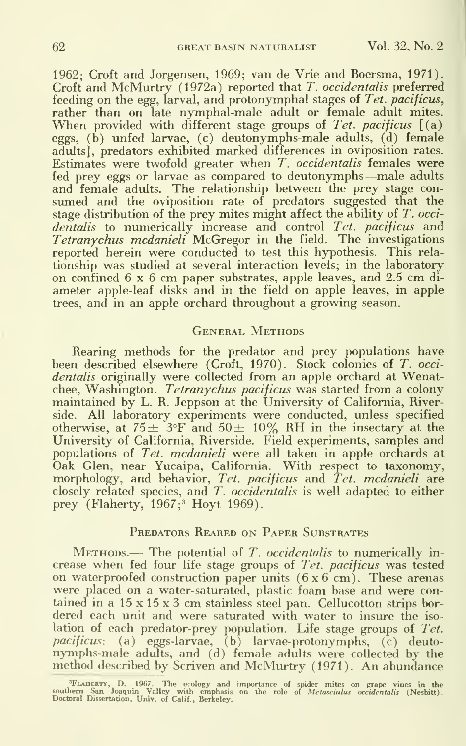1962; Croft and Jorgensen, 1969; van de Vrie and Boersma, 1971). Croft and McMurtry (1972a) reported that *T. occidentalis* preferred feeding on the egg, larval, and protonymphal stages of *Tet. pacificus*, rather than on late nymphal-male adult or female adult mites. When provided with different stage groups of *Tet. pacificus* [(a) eggs, (b) unfed larvae, (c) deutonymphs-male adults, (d) female adults], predators exhibited marked differences in oviposition rates. Estimates were twofold greater when *T. occidentalis* females were fed prey eggs or larvae as compared to deutonymphs—male adults and female adults. The relationship between the prey stage consumed and the oviposition rate of predators suggested that the stage distribution of the prey mites might affect the ability of *T. occidentalis* to numerically increase and control *Tet. pacificus* and *Tetranychus mcdanieli* McGregor in the field. The investigations reported herein were conducted to test this hypothesis. This relationship was studied at several interaction levels; in the laboratory on confined 6 x 6 cm paper substrates, apple leaves, and 2.5 cm diameter apple-leaf disks and in the field on apple leaves, in apple trees, and in an apple orchard throughout a growing season.

## General Methods

Rearing methods for the predator and prey populations have been described elsewhere (Croft, 1970). Stock colonies of *T. occidentalis* originally were collected from an apple orchard at Wenatchee, Washington. *Tetranychus pacificus* was started from a colony maintained by L. R. Jeppson at the University of California, Riverside. All laboratory experiments were conducted, unless specified otherwise, at 75± 3°F and 50± 10% RH in the insectary at the University of California, Riverside. Field experiments, samples and populations of *Tet. mcdanieli* were all taken in apple orchards at Oak Glen, near Yucaipa, California. With respect to taxonomy, morphology, and behavior, *Tet. pacificus* and *Tet. mcdanieli* are closely related species, and *T. occidentalis* is well adapted to either prey (Flaherty, 1967;[3] Hoyt 1969).

## Predators Reared on Paper Substrates

Methods.— The potential of *T. occidentalis* to numerically increase when fed four life stage groups of *Tet. pacificus* was tested on waterproofed construction paper units (6 x 6 cm). These arenas were placed on a water-saturated, plastic foam base and were contained in a 15 x 15 x 3 cm stainless steel pan. Cellucotton strips bordered each unit and were saturated with water to insure the isolation of each predator-prey population. Life stage groups of *Tet. pacificus*: (a) eggs-larvae, (b) larvae-protonymphs, (c) deutonymphs-male adults, and (d) female adults were collected by the method described by Scriven and McMurtry (1971). An abundance

[3]Flaherty, D. 1967. The ecology and importance of spider mites on grape vines in the southern San Joaquin Valley with emphasis on the role of *Metaseiulus occidentalis* (Nesbitt). Doctoral Dissertation, Univ. of Calif., Berkeley.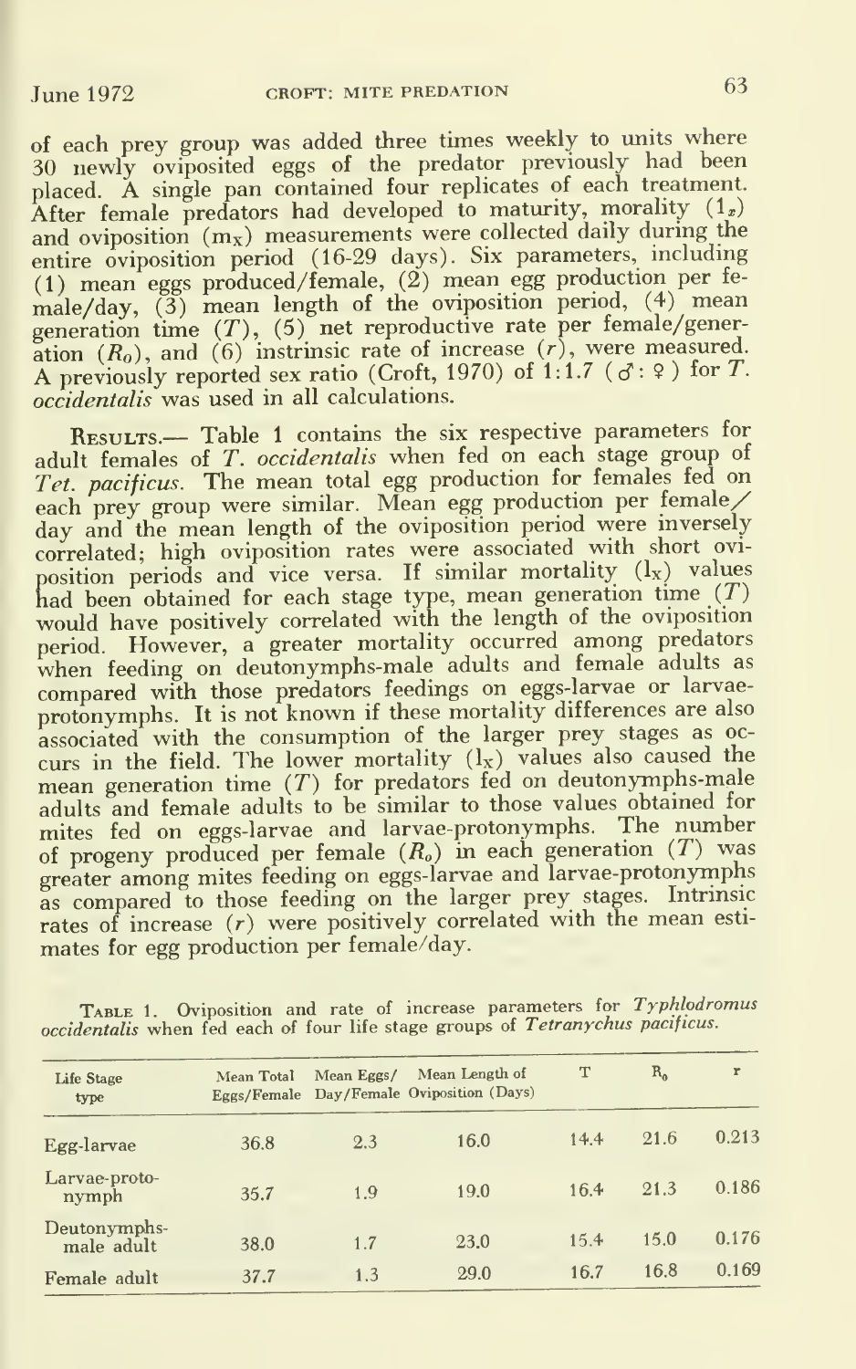of each prey group was added three times weekly to units where 30 newly oviposited eggs of the predator previously had been placed. A single pan contained four replicates of each treatment. After female predators had developed to maturity, morality ($l_x$) and oviposition ($m_x$) measurements were collected daily during the entire oviposition period (16-29 days). Six parameters, including (1) mean eggs produced/female, (2) mean egg production per female/day, (3) mean length of the oviposition period, (4) mean generation time ($T$), (5) net reproductive rate per female/generation ($R_o$), and (6) instrinsic rate of increase ($r$), were measured. A previously reported sex ratio (Croft, 1970) of 1:1.7 (♂ : ♀) for *T. occidentalis* was used in all calculations.

Results.— Table 1 contains the six respective parameters for adult females of *T. occidentalis* when fed on each stage group of *Tet. pacificus*. The mean total egg production for females fed on each prey group were similar. Mean egg production per female/day and the mean length of the oviposition period were inversely correlated; high oviposition rates were associated with short oviposition periods and vice versa. If similar mortality ($l_x$) values had been obtained for each stage type, mean generation time ($T$) would have positively correlated with the length of the oviposition period. However, a greater mortality occurred among predators when feeding on deutonymphs-male adults and female adults as compared with those predators feedings on eggs-larvae or larvae-protonymphs. It is not known if these mortality differences are also associated with the consumption of the larger prey stages as occurs in the field. The lower mortality ($l_x$) values also caused the mean generation time ($T$) for predators fed on deutonymphs-male adults and female adults to be similar to those values obtained for mites fed on eggs-larvae and larvae-protonymphs. The number of progeny produced per female ($R_o$) in each generation ($T$) was greater among mites feeding on eggs-larvae and larvae-protonymphs as compared to those feeding on the larger prey stages. Intrinsic rates of increase ($r$) were positively correlated with the mean estimates for egg production per female/day.

Table 1. Oviposition and rate of increase parameters for *Typhlodromus occidentalis* when fed each of four life stage groups of *Tetranychus pacificus*.

| Life Stage type | Mean Total Eggs/Female | Mean Eggs/ Day/Female | Mean Length of Oviposition (Days) | T | $R_0$ | r |
|---|---|---|---|---|---|---|
| Egg-larvae | 36.8 | 2.3 | 16.0 | 14.4 | 21.6 | 0.213 |
| Larvae-protonymph | 35.7 | 1.9 | 19.0 | 16.4 | 21.3 | 0.186 |
| Deutonymphs-male adult | 38.0 | 1.7 | 23.0 | 15.4 | 15.0 | 0.176 |
| Female adult | 37.7 | 1.3 | 29.0 | 16.7 | 16.8 | 0.169 |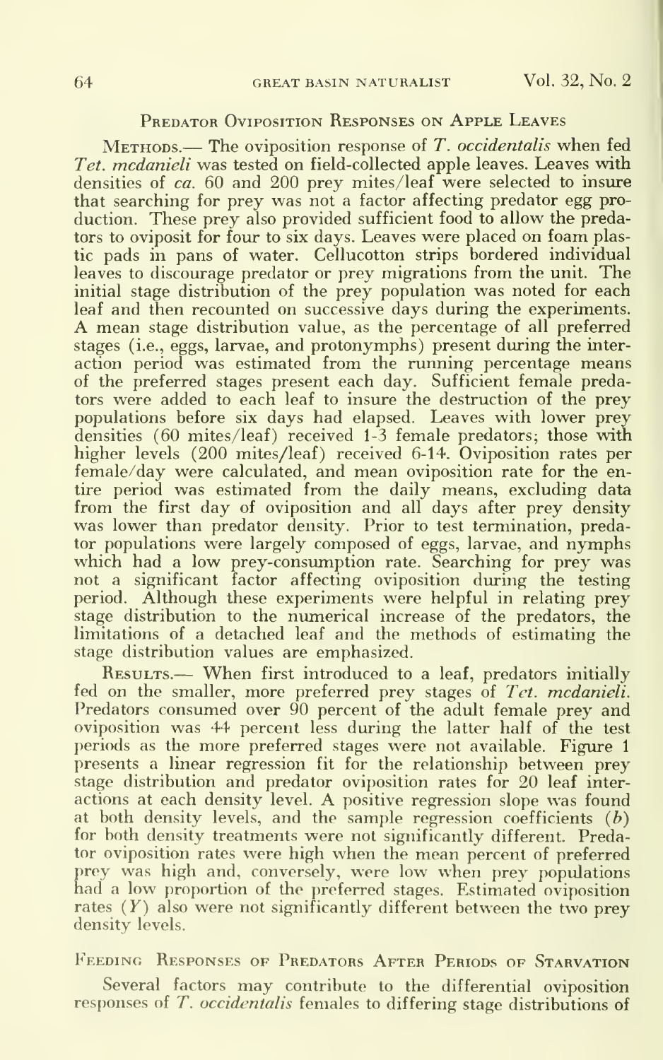## Predator Oviposition Responses on Apple Leaves

Methods.— The oviposition response of *T. occidentalis* when fed *Tet. mcdanieli* was tested on field-collected apple leaves. Leaves with densities of *ca.* 60 and 200 prey mites/leaf were selected to insure that searching for prey was not a factor affecting predator egg production. These prey also provided sufficient food to allow the predators to oviposit for four to six days. Leaves were placed on foam plastic pads in pans of water. Cellucotton strips bordered individual leaves to discourage predator or prey migrations from the unit. The initial stage distribution of the prey population was noted for each leaf and then recounted on successive days during the experiments. A mean stage distribution value, as the percentage of all preferred stages (i.e., eggs, larvae, and protonymphs) present during the interaction period was estimated from the running percentage means of the preferred stages present each day. Sufficient female predators were added to each leaf to insure the destruction of the prey populations before six days had elapsed. Leaves with lower prey densities (60 mites/leaf) received 1-3 female predators; those with higher levels (200 mites/leaf) received 6-14. Oviposition rates per female/day were calculated, and mean oviposition rate for the entire period was estimated from the daily means, excluding data from the first day of oviposition and all days after prey density was lower than predator density. Prior to test termination, predator populations were largely composed of eggs, larvae, and nymphs which had a low prey-consumption rate. Searching for prey was not a significant factor affecting oviposition during the testing period. Although these experiments were helpful in relating prey stage distribution to the numerical increase of the predators, the limitations of a detached leaf and the methods of estimating the stage distribution values are emphasized.

Results.— When first introduced to a leaf, predators initially fed on the smaller, more preferred prey stages of *Tet. mcdanieli*. Predators consumed over 90 percent of the adult female prey and oviposition was 44 percent less during the latter half of the test periods as the more preferred stages were not available. Figure 1 presents a linear regression fit for the relationship between prey stage distribution and predator oviposition rates for 20 leaf interactions at each density level. A positive regression slope was found at both density levels, and the sample regression coefficients ($b$) for both density treatments were not significantly different. Predator oviposition rates were high when the mean percent of preferred prey was high and, conversely, were low when prey populations had a low proportion of the preferred stages. Estimated oviposition rates ($Y$) also were not significantly different between the two prey density levels.

## Feeding Responses of Predators After Periods of Starvation

Several factors may contribute to the differential oviposition responses of *T. occidentalis* females to differing stage distributions of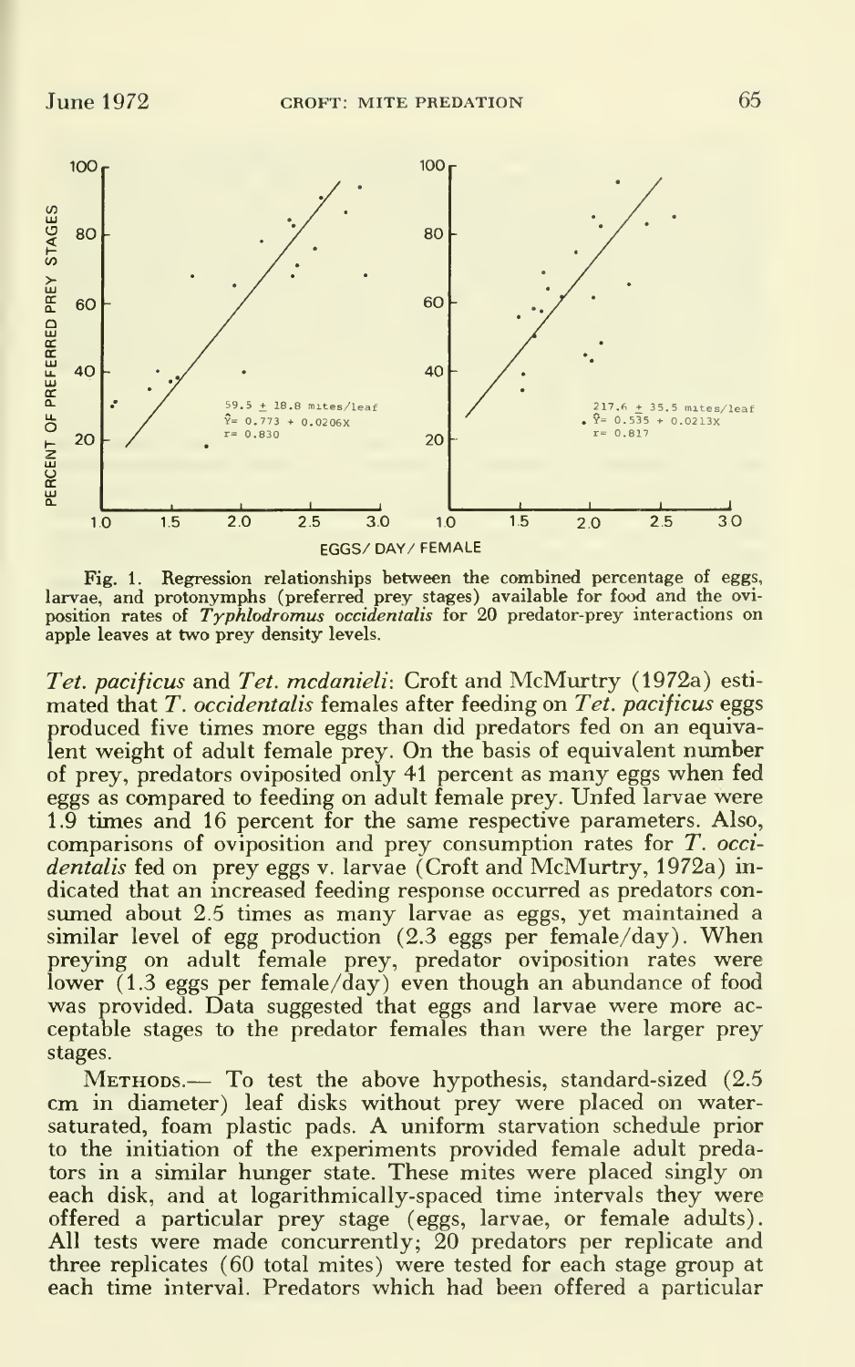Fig. 1. Regression relationships between the combined percentage of eggs, larvae, and protonymphs (preferred prey stages) available for food and the oviposition rates of *Typhlodromus occidentalis* for 20 predator-prey interactions on apple leaves at two prey density levels.

*Tet. pacificus* and *Tet. mcdanieli*: Croft and McMurtry (1972a) estimated that *T. occidentalis* females after feeding on *Tet. pacificus* eggs produced five times more eggs than did predators fed on an equivalent weight of adult female prey. On the basis of equivalent number of prey, predators oviposited only 41 percent as many eggs when fed eggs as compared to feeding on adult female prey. Unfed larvae were 1.9 times and 16 percent for the same respective parameters. Also, comparisons of oviposition and prey consumption rates for *T. occidentalis* fed on prey eggs v. larvae (Croft and McMurtry, 1972a) indicated that an increased feeding response occurred as predators consumed about 2.5 times as many larvae as eggs, yet maintained a similar level of egg production (2.3 eggs per female/day). When preying on adult female prey, predator oviposition rates were lower (1.3 eggs per female/day) even though an abundance of food was provided. Data suggested that eggs and larvae were more acceptable stages to the predator females than were the larger prey stages.

Methods.— To test the above hypothesis, standard-sized (2.5 cm in diameter) leaf disks without prey were placed on water-saturated, foam plastic pads. A uniform starvation schedule prior to the initiation of the experiments provided female adult predators in a similar hunger state. These mites were placed singly on each disk, and at logarithmically-spaced time intervals they were offered a particular prey stage (eggs, larvae, or female adults). All tests were made concurrently; 20 predators per replicate and three replicates (60 total mites) were tested for each stage group at each time interval. Predators which had been offered a particular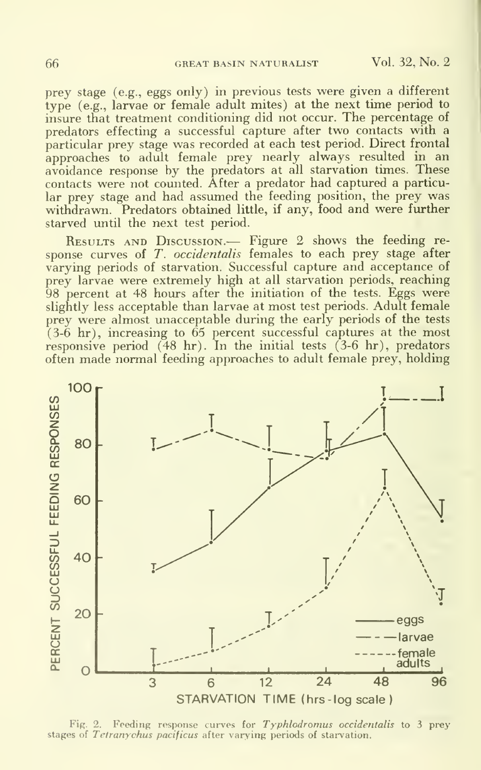prey stage (e.g., eggs only) in previous tests were given a different type (e.g., larvae or female adult mites) at the next time period to insure that treatment conditioning did not occur. The percentage of predators effecting a successful capture after two contacts with a particular prey stage was recorded at each test period. Direct frontal approaches to adult female prey nearly always resulted in an avoidance response by the predators at all starvation times. These contacts were not counted. After a predator had captured a particular prey stage and had assumed the feeding position, the prey was withdrawn. Predators obtained little, if any, food and were further starved until the next test period.

Results and Discussion.— Figure 2 shows the feeding response curves of *T. occidentalis* females to each prey stage after varying periods of starvation. Successful capture and acceptance of prey larvae were extremely high at all starvation periods, reaching 98 percent at 48 hours after the initiation of the tests. Eggs were slightly less acceptable than larvae at most test periods. Adult female prey were almost unacceptable during the early periods of the tests (3-6 hr), increasing to 65 percent successful captures at the most responsive period (48 hr). In the initial tests (3-6 hr), predators often made normal feeding approaches to adult female prey, holding

Fig. 2. Feeding response curves for *Typhlodromus occidentalis* to 3 prey stages of *Tetranychus pacificus* after varying periods of starvation.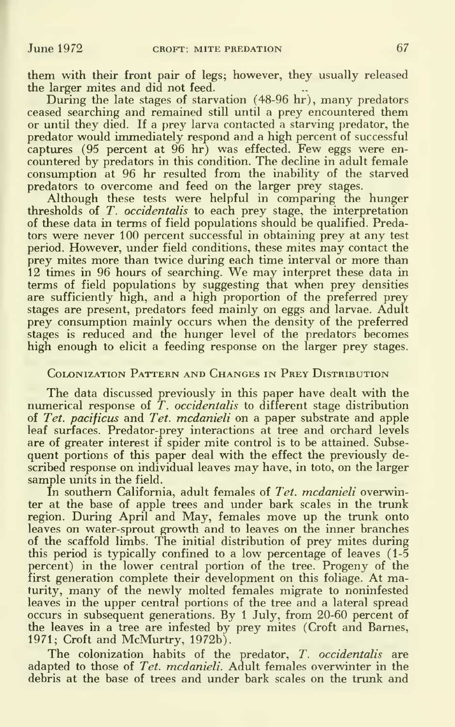them with their front pair of legs; however, they usually released the larger mites and did not feed.

During the late stages of starvation (48-96 hr), many predators ceased searching and remained still until a prey encountered them or until they died. If a prey larva contacted a starving predator, the predator would immediately respond and a high percent of successful captures (95 percent at 96 hr) was effected. Few eggs were encountered by predators in this condition. The decline in adult female consumption at 96 hr resulted from the inability of the starved predators to overcome and feed on the larger prey stages.

Although these tests were helpful in comparing the hunger thresholds of *T. occidentalis* to each prey stage, the interpretation of these data in terms of field populations should be qualified. Predators were never 100 percent successful in obtaining prey at any test period. However, under field conditions, these mites may contact the prey mites more than twice during each time interval or more than 12 times in 96 hours of searching. We may interpret these data in terms of field populations by suggesting that when prey densities are sufficiently high, and a high proportion of the preferred prey stages are present, predators feed mainly on eggs and larvae. Adult prey consumption mainly occurs when the density of the preferred stages is reduced and the hunger level of the predators becomes high enough to elicit a feeding response on the larger prey stages.

## Colonization Pattern and Changes in Prey Distribution

The data discussed previously in this paper have dealt with the numerical response of *T. occidentalis* to different stage distribution of *Tet. pacificus* and *Tet. mcdanieli* on a paper substrate and apple leaf surfaces. Predator-prey interactions at tree and orchard levels are of greater interest if spider mite control is to be attained. Subsequent portions of this paper deal with the effect the previously described response on individual leaves may have, in toto, on the larger sample units in the field.

In southern California, adult females of *Tet. mcdanieli* overwinter at the base of apple trees and under bark scales in the trunk region. During April and May, females move up the trunk onto leaves on water-sprout growth and to leaves on the inner branches of the scaffold limbs. The initial distribution of prey mites during this period is typically confined to a low percentage of leaves (1-5 percent) in the lower central portion of the tree. Progeny of the first generation complete their development on this foliage. At maturity, many of the newly molted females migrate to noninfested leaves in the upper central portions of the tree and a lateral spread occurs in subsequent generations. By 1 July, from 20-60 percent of the leaves in a tree are infested by prey mites (Croft and Barnes, 1971; Croft and McMurtry, 1972b).

The colonization habits of the predator, *T. occidentalis* are adapted to those of *Tet. mcdanieli*. Adult females overwinter in the debris at the base of trees and under bark scales on the trunk and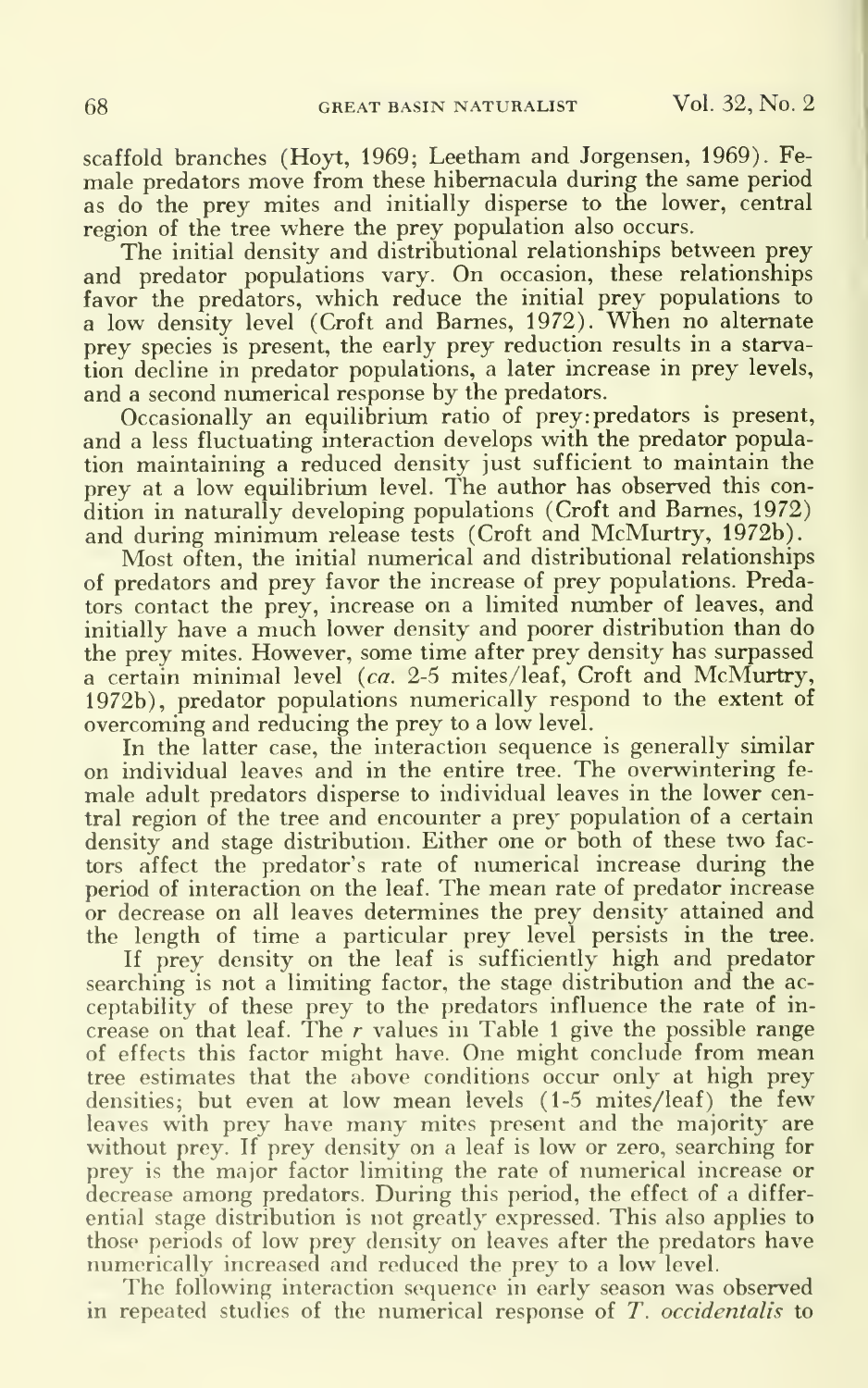scaffold branches (Hoyt, 1969; Leetham and Jorgensen, 1969). Female predators move from these hibernacula during the same period as do the prey mites and initially disperse to the lower, central region of the tree where the prey population also occurs.

The initial density and distributional relationships between prey and predator populations vary. On occasion, these relationships favor the predators, which reduce the initial prey populations to a low density level (Croft and Barnes, 1972). When no alternate prey species is present, the early prey reduction results in a starvation decline in predator populations, a later increase in prey levels, and a second numerical response by the predators.

Occasionally an equilibrium ratio of prey:predators is present, and a less fluctuating interaction develops with the predator population maintaining a reduced density just sufficient to maintain the prey at a low equilibrium level. The author has observed this condition in naturally developing populations (Croft and Barnes, 1972) and during minimum release tests (Croft and McMurtry, 1972b).

Most often, the initial numerical and distributional relationships of predators and prey favor the increase of prey populations. Predators contact the prey, increase on a limited number of leaves, and initially have a much lower density and poorer distribution than do the prey mites. However, some time after prey density has surpassed a certain minimal level (*ca.* 2-5 mites/leaf, Croft and McMurtry, 1972b), predator populations numerically respond to the extent of overcoming and reducing the prey to a low level.

In the latter case, the interaction sequence is generally similar on individual leaves and in the entire tree. The overwintering female adult predators disperse to individual leaves in the lower central region of the tree and encounter a prey population of a certain density and stage distribution. Either one or both of these two factors affect the predator's rate of numerical increase during the period of interaction on the leaf. The mean rate of predator increase or decrease on all leaves determines the prey density attained and the length of time a particular prey level persists in the tree.

If prey density on the leaf is sufficiently high and predator searching is not a limiting factor, the stage distribution and the acceptability of these prey to the predators influence the rate of increase on that leaf. The $r$ values in Table 1 give the possible range of effects this factor might have. One might conclude from mean tree estimates that the above conditions occur only at high prey densities; but even at low mean levels (1-5 mites/leaf) the few leaves with prey have many mites present and the majority are without prey. If prey density on a leaf is low or zero, searching for prey is the major factor limiting the rate of numerical increase or decrease among predators. During this period, the effect of a differential stage distribution is not greatly expressed. This also applies to those periods of low prey density on leaves after the predators have numerically increased and reduced the prey to a low level.

The following interaction sequence in early season was observed in repeated studies of the numerical response of *T. occidentalis* to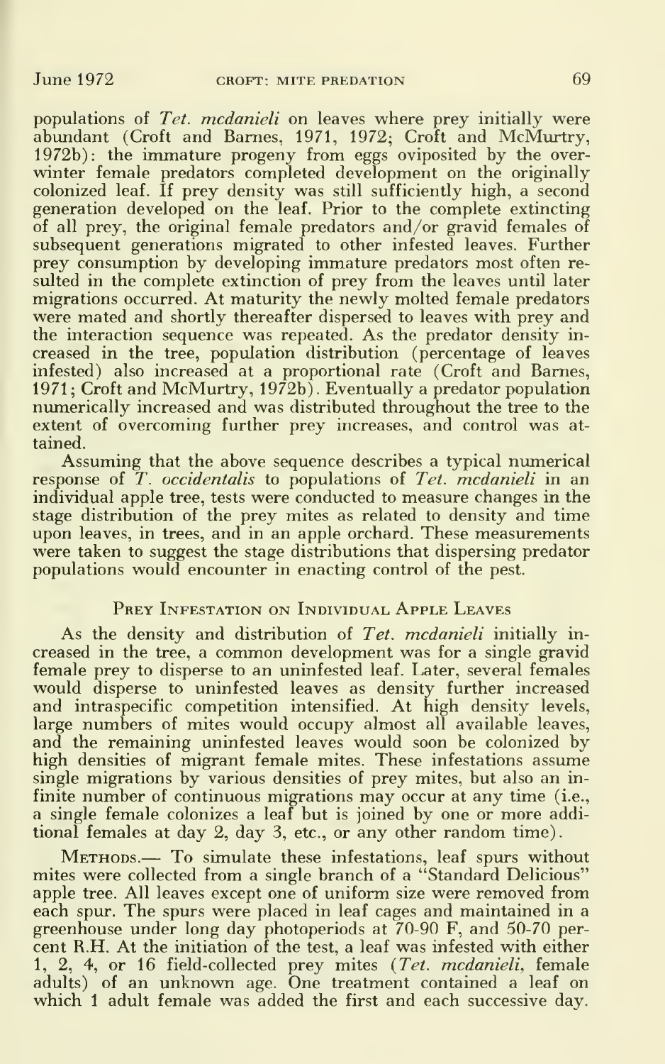populations of *Tet. mcdanieli* on leaves where prey initially were abundant (Croft and Barnes, 1971, 1972; Croft and McMurtry, 1972b): the immature progeny from eggs oviposited by the overwinter female predators completed development on the originally colonized leaf. If prey density was still sufficiently high, a second generation developed on the leaf. Prior to the complete extincting of all prey, the original female predators and/or gravid females of subsequent generations migrated to other infested leaves. Further prey consumption by developing immature predators most often resulted in the complete extinction of prey from the leaves until later migrations occurred. At maturity the newly molted female predators were mated and shortly thereafter dispersed to leaves with prey and the interaction sequence was repeated. As the predator density increased in the tree, population distribution (percentage of leaves infested) also increased at a proportional rate (Croft and Barnes, 1971; Croft and McMurtry, 1972b). Eventually a predator population numerically increased and was distributed throughout the tree to the extent of overcoming further prey increases, and control was attained.

Assuming that the above sequence describes a typical numerical response of *T. occidentalis* to populations of *Tet. mcdanieli* in an individual apple tree, tests were conducted to measure changes in the stage distribution of the prey mites as related to density and time upon leaves, in trees, and in an apple orchard. These measurements were taken to suggest the stage distributions that dispersing predator populations would encounter in enacting control of the pest.

## Prey Infestation on Individual Apple Leaves

As the density and distribution of *Tet. mcdanieli* initially increased in the tree, a common development was for a single gravid female prey to disperse to an uninfested leaf. Later, several females would disperse to uninfested leaves as density further increased and intraspecific competition intensified. At high density levels, large numbers of mites would occupy almost all available leaves, and the remaining uninfested leaves would soon be colonized by high densities of migrant female mites. These infestations assume single migrations by various densities of prey mites, but also an infinite number of continuous migrations may occur at any time (i.e., a single female colonizes a leaf but is joined by one or more additional females at day 2, day 3, etc., or any other random time).

Methods.— To simulate these infestations, leaf spurs without mites were collected from a single branch of a "Standard Delicious" apple tree. All leaves except one of uniform size were removed from each spur. The spurs were placed in leaf cages and maintained in a greenhouse under long day photoperiods at 70-90 F, and 50-70 percent R.H. At the initiation of the test, a leaf was infested with either 1, 2, 4, or 16 field-collected prey mites (*Tet. mcdanieli*, female adults) of an unknown age. One treatment contained a leaf on which 1 adult female was added the first and each successive day.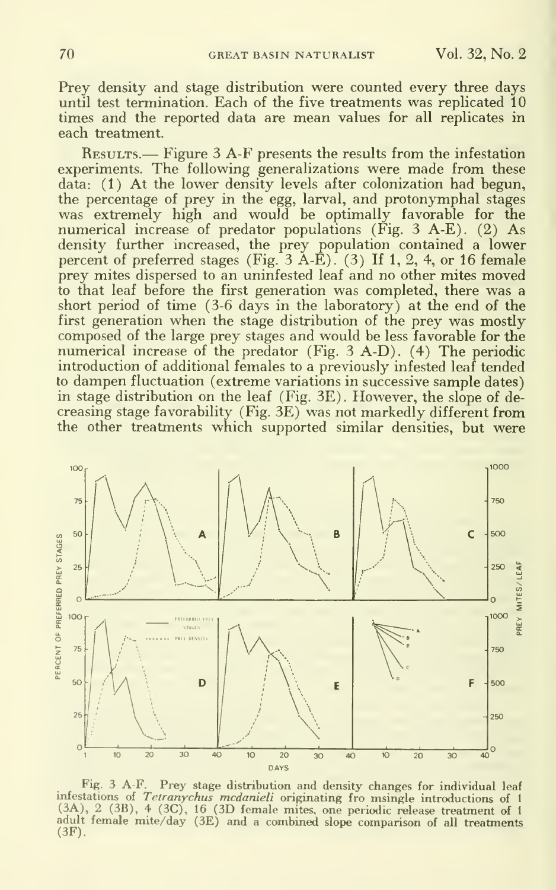Prey density and stage distribution were counted every three days until test termination. Each of the five treatments was replicated 10 times and the reported data are mean values for all replicates in each treatment.

Results.— Figure 3 A-F presents the results from the infestation experiments. The following generalizations were made from these data: (1) At the lower density levels after colonization had begun, the percentage of prey in the egg, larval, and protonymphal stages was extremely high and would be optimally favorable for the numerical increase of predator populations (Fig. 3 A-E). (2) As density further increased, the prey population contained a lower percent of preferred stages (Fig. 3 A-E). (3) If 1, 2, 4, or 16 female prey mites dispersed to an uninfested leaf and no other mites moved to that leaf before the first generation was completed, there was a short period of time (3-6 days in the laboratory) at the end of the first generation when the stage distribution of the prey was mostly composed of the large prey stages and would be less favorable for the numerical increase of the predator (Fig. 3 A-D). (4) The periodic introduction of additional females to a previously infested leaf tended to dampen fluctuation (extreme variations in successive sample dates) in stage distribution on the leaf (Fig. 3E). However, the slope of decreasing stage favorability (Fig. 3E) was not markedly different from the other treatments which supported similar densities, but were

Fig. 3 A-F. Prey stage distribution and density changes for individual leaf infestations of *Tetranychus mcdanieli* originating fro msingle introductions of 1 (3A), 2 (3B), 4 (3C), 16 (3D female mites, one periodic release treatment of 1 adult female mite/day (3E) and a combined slope comparison of all treatments (3F).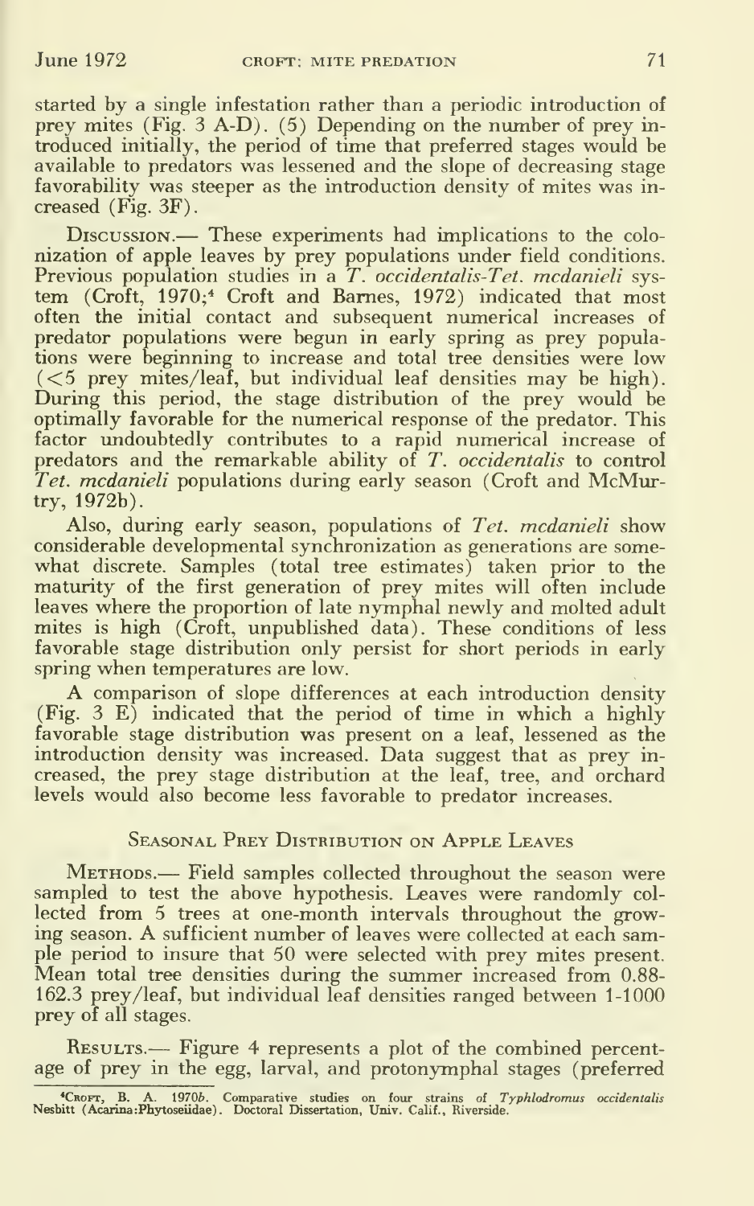started by a single infestation rather than a periodic introduction of prey mites (Fig. 3 A-D). (5) Depending on the number of prey introduced initially, the period of time that preferred stages would be available to predators was lessened and the slope of decreasing stage favorability was steeper as the introduction density of mites was increased (Fig. 3F).

Discussion.— These experiments had implications to the colonization of apple leaves by prey populations under field conditions. Previous population studies in a *T. occidentalis*-*Tet. mcdanieli* system (Croft, 1970;[4] Croft and Barnes, 1972) indicated that most often the initial contact and subsequent numerical increases of predator populations were begun in early spring as prey populations were beginning to increase and total tree densities were low (<5 prey mites/leaf, but individual leaf densities may be high). During this period, the stage distribution of the prey would be optimally favorable for the numerical response of the predator. This factor undoubtedly contributes to a rapid numerical increase of predators and the remarkable ability of *T. occidentalis* to control *Tet. mcdanieli* populations during early season (Croft and McMurtry, 1972b).

Also, during early season, populations of *Tet. mcdanieli* show considerable developmental synchronization as generations are somewhat discrete. Samples (total tree estimates) taken prior to the maturity of the first generation of prey mites will often include leaves where the proportion of late nymphal newly and molted adult mites is high (Croft, unpublished data). These conditions of less favorable stage distribution only persist for short periods in early spring when temperatures are low.

A comparison of slope differences at each introduction density (Fig. 3 E) indicated that the period of time in which a highly favorable stage distribution was present on a leaf, lessened as the introduction density was increased. Data suggest that as prey increased, the prey stage distribution at the leaf, tree, and orchard levels would also become less favorable to predator increases.

## Seasonal Prey Distribution on Apple Leaves

Methods.— Field samples collected throughout the season were sampled to test the above hypothesis. Leaves were randomly collected from 5 trees at one-month intervals throughout the growing season. A sufficient number of leaves were collected at each sample period to insure that 50 were selected with prey mites present. Mean total tree densities during the summer increased from 0.88-162.3 prey/leaf, but individual leaf densities ranged between 1-1000 prey of all stages.

Results.— Figure 4 represents a plot of the combined percentage of prey in the egg, larval, and protonymphal stages (preferred

[4] Croft, B. A. 1970*b*. Comparative studies on four strains of *Typhlodromus occidentalis* Nesbitt (Acarina:Phytoseiidae). Doctoral Dissertation, Univ. Calif., Riverside.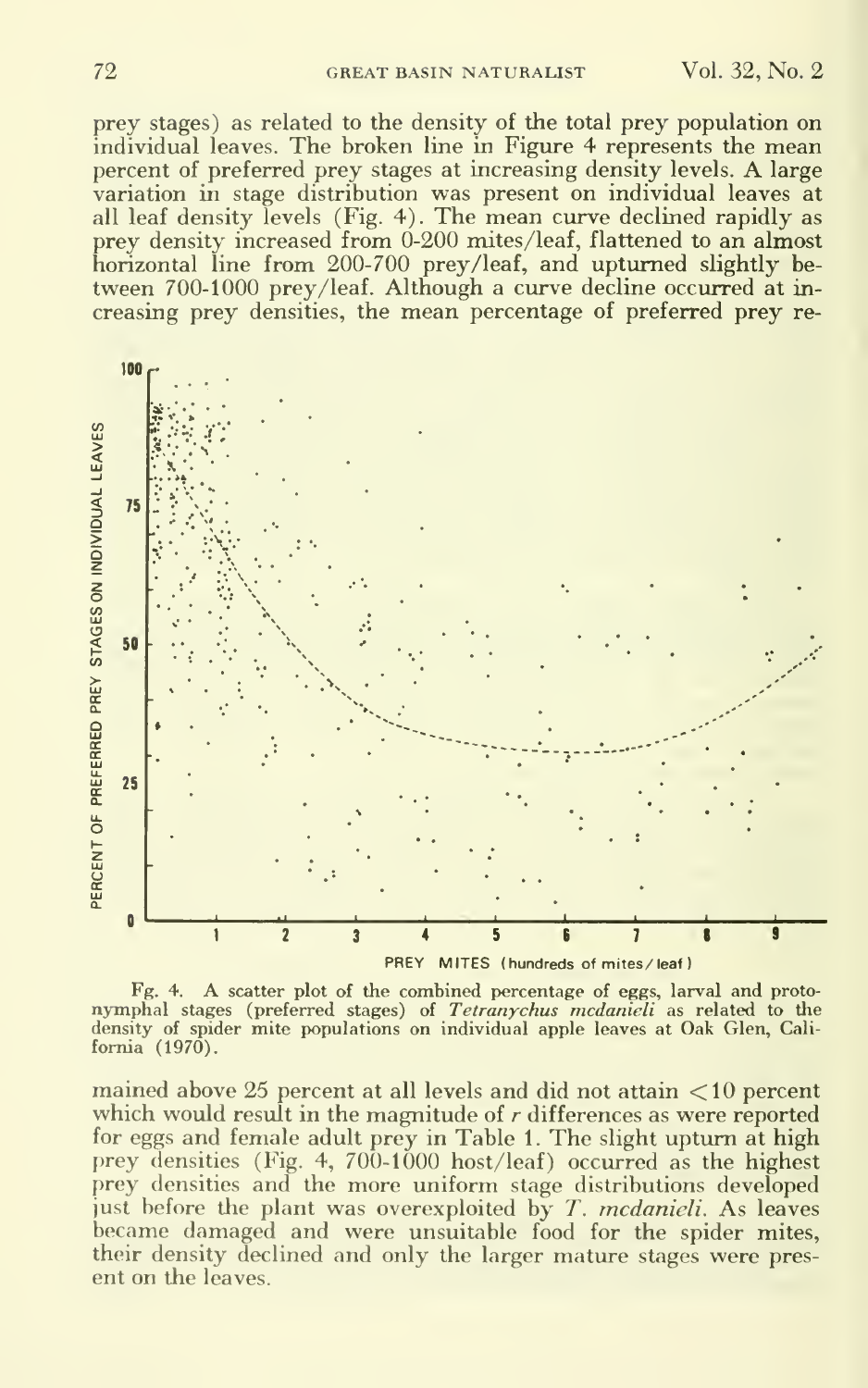prey stages) as related to the density of the total prey population on individual leaves. The broken line in Figure 4 represents the mean percent of preferred prey stages at increasing density levels. A large variation in stage distribution was present on individual leaves at all leaf density levels (Fig. 4). The mean curve declined rapidly as prey density increased from 0-200 mites/leaf, flattened to an almost horizontal line from 200-700 prey/leaf, and upturned slightly between 700-1000 prey/leaf. Although a curve decline occurred at increasing prey densities, the mean percentage of preferred prey remained above 25 percent at all levels and did not attain <10 percent which would result in the magnitude of $r$ differences as were reported for eggs and female adult prey in Table 1. The slight upturn at high prey densities (Fig. 4, 700-1000 host/leaf) occurred as the highest prey densities and the more uniform stage distributions developed just before the plant was overexploited by *T. mcdanieli*. As leaves became damaged and were unsuitable food for the spider mites, their density declined and only the larger mature stages were present on the leaves.

Fig. 4. A scatter plot of the combined percentage of eggs, larval and protonymphal stages (preferred stages) of *Tetranychus mcdanieli* as related to the density of spider mite populations on individual apple leaves at Oak Glen, California (1970).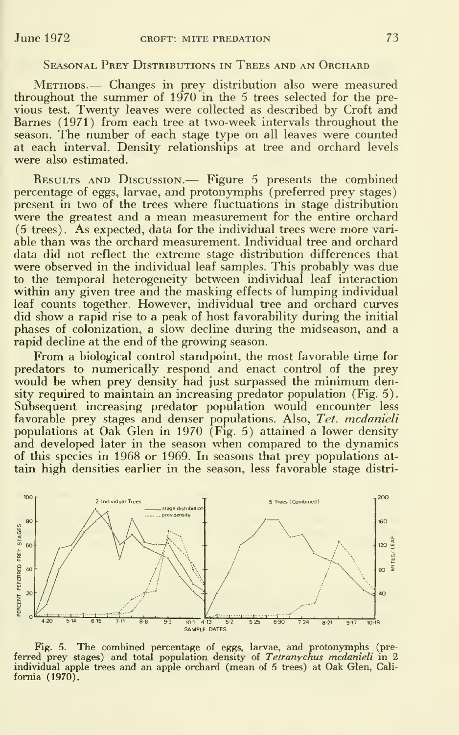## Seasonal Prey Distributions in Trees and an Orchard

Methods.— Changes in prey distribution also were measured throughout the summer of 1970 in the 5 trees selected for the previous test. Twenty leaves were collected as described by Croft and Barnes (1971) from each tree at two-week intervals throughout the season. The number of each stage type on all leaves were counted at each interval. Density relationships at tree and orchard levels were also estimated.

Results and Discussion.— Figure 5 presents the combined percentage of eggs, larvae, and protonymphs (preferred prey stages) present in two of the trees where fluctuations in stage distribution were the greatest and a mean measurement for the entire orchard (5 trees). As expected, data for the individual trees were more variable than was the orchard measurement. Individual tree and orchard data did not reflect the extreme stage distribution differences that were observed in the individual leaf samples. This probably was due to the temporal heterogeneity between individual leaf interaction within any given tree and the masking effects of lumping individual leaf counts together. However, individual tree and orchard curves did show a rapid rise to a peak of host favorability during the initial phases of colonization, a slow decline during the midseason, and a rapid decline at the end of the growing season.

From a biological control standpoint, the most favorable time for predators to numerically respond and enact control of the prey would be when prey density had just surpassed the minimum density required to maintain an increasing predator population (Fig. 5). Subsequent increasing predator population would encounter less favorable prey stages and denser populations. Also, *Tet. mcdanieli* populations at Oak Glen in 1970 (Fig. 5) attained a lower density and developed later in the season when compared to the dynamics of this species in 1968 or 1969. In seasons that prey populations attain high densities earlier in the season, less favorable stage distri-

Fig. 5. The combined percentage of eggs, larvae, and protonymphs (preferred prey stages) and total population density of *Tetranychus mcdanieli* in 2 individual apple trees and an apple orchard (mean of 5 trees) at Oak Glen, California (1970).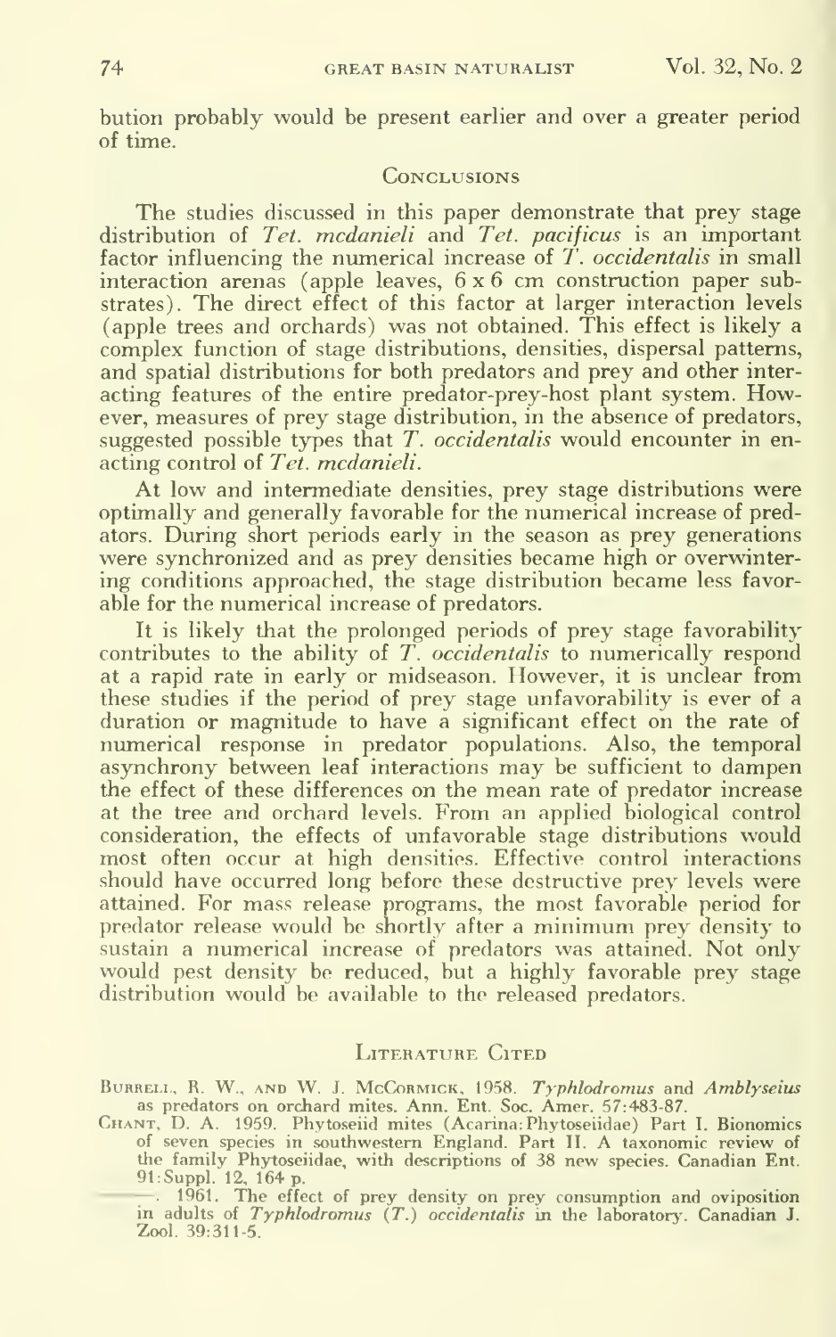bution probably would be present earlier and over a greater period of time.

## Conclusions

The studies discussed in this paper demonstrate that prey stage distribution of *Tet. mcdanieli* and *Tet. pacificus* is an important factor influencing the numerical increase of *T. occidentalis* in small interaction arenas (apple leaves, 6 x 6 cm construction paper substrates). The direct effect of this factor at larger interaction levels (apple trees and orchards) was not obtained. This effect is likely a complex function of stage distributions, densities, dispersal patterns, and spatial distributions for both predators and prey and other interacting features of the entire predator-prey-host plant system. However, measures of prey stage distribution, in the absence of predators, suggested possible types that *T. occidentalis* would encounter in enacting control of *Tet. mcdanieli*.

At low and intermediate densities, prey stage distributions were optimally and generally favorable for the numerical increase of predators. During short periods early in the season as prey generations were synchronized and as prey densities became high or overwintering conditions approached, the stage distribution became less favorable for the numerical increase of predators.

It is likely that the prolonged periods of prey stage favorability contributes to the ability of *T. occidentalis* to numerically respond at a rapid rate in early or midseason. However, it is unclear from these studies if the period of prey stage unfavorability is ever of a duration or magnitude to have a significant effect on the rate of numerical response in predator populations. Also, the temporal asynchrony between leaf interactions may be sufficient to dampen the effect of these differences on the mean rate of predator increase at the tree and orchard levels. From an applied biological control consideration, the effects of unfavorable stage distributions would most often occur at high densities. Effective control interactions should have occurred long before these destructive prey levels were attained. For mass release programs, the most favorable period for predator release would be shortly after a minimum prey density to sustain a numerical increase of predators was attained. Not only would pest density be reduced, but a highly favorable prey stage distribution would be available to the released predators.

## Literature Cited

Burrell, R. W., and W. J. McCormick. 1958. *Typhlodromus* and *Amblyseius* as predators on orchard mites. Ann. Ent. Soc. Amer. 57:483-87.

Chant, D. A. 1959. Phytoseiid mites (Acarina: Phytoseiidae) Part I. Bionomics of seven species in southwestern England. Part II. A taxonomic review of the family Phytoseiidae, with descriptions of 38 new species. Canadian Ent. 91: Suppl. 12, 164 p.

———. 1961. The effect of prey density on prey consumption and oviposition in adults of *Typhlodromus* (*T.*) *occidentalis* in the laboratory. Canadian J. Zool. 39:311-5.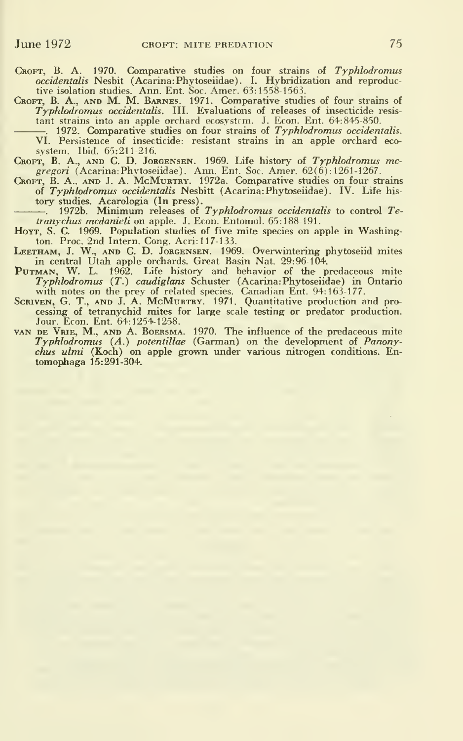Croft, B. A. 1970. Comparative studies on four strains of *Typhlodromus occidentalis* Nesbit (Acarina:Phytoseiidae). I. Hybridization and reproductive isolation studies. Ann. Ent. Soc. Amer. 63:1558-1563.

Croft, B. A., and M. M. Barnes. 1971. Comparative studies of four strains of *Typhlodromus occidentalis*. III. Evaluations of releases of insecticide resistant strains into an apple orchard ecosystem. J. Econ. Ent. 64:845-850.

———. 1972. Comparative studies on four strains of *Typhlodromus occidentalis*. VI. Persistence of insecticide: resistant strains in an apple orchard ecosystem. Ibid. 65:211-216.

Croft, B. A., and C. D. Jorgensen. 1969. Life history of *Typhlodromus mcgregori* (Acarina:Phytoseiidae). Ann. Ent. Soc. Amer. 62(6):1261-1267.

Croft, B. A., and J. A. McMurtry. 1972a. Comparative studies on four strains of *Typhlodromus occidentalis* Nesbitt (Acarina:Phytoseiidae). IV. Life history studies. Acarologia (In press).

———. 1972b. Minimum releases of *Typhlodromus occidentalis* to control *Tetranychus mcdanieli* on apple. J. Econ. Entomol. 65:188-191.

Hoyt, S. C. 1969. Population studies of five mite species on apple in Washington. Proc. 2nd Intern. Cong. Acri:117-133.

Leetham, J. W., and C. D. Jorgensen. 1969. Overwintering phytoseiid mites in central Utah apple orchards. Great Basin Nat. 29:96-104.

Putman, W. L. 1962. Life history and behavior of the predaceous mite *Typhlodromus* (*T.*) *caudiglans* Schuster (Acarina:Phytoseiidae) in Ontario with notes on the prey of related species. Canadian Ent. 94:163-177.

Scriven, G. T., and J. A. McMurtry. 1971. Quantitative production and processing of tetranychid mites for large scale testing or predator production. Jour. Econ. Ent. 64:1254-1258.

van de Vrie, M., and A. Boersma. 1970. The influence of the predaceous mite *Typhlodromus* (*A.*) *potentillae* (Garman) on the development of *Panonychus ulmi* (Koch) on apple grown under various nitrogen conditions. Entomophaga 15:291-304.